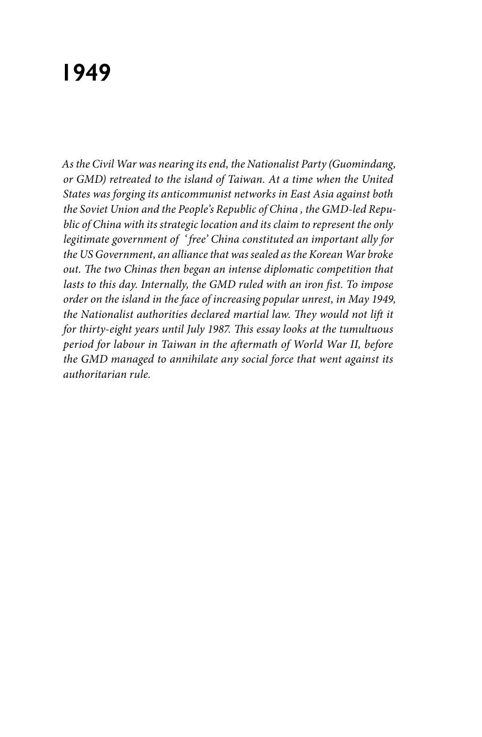# 1949

*As the Civil War was nearing its end, the Nationalist Party (Guomindang, or GMD) retreated to the island of Taiwan. At a time when the United States was forging its anticommunist networks in East Asia against both the Soviet Union and the People's Republic of China , the GMD-led Republic of China with its strategic location and its claim to represent the only legitimate government of 'free' China constituted an important ally for the US Government, an alliance that was sealed as the Korean War broke out. The two Chinas then began an intense diplomatic competition that lasts to this day. Internally, the GMD ruled with an iron fist. To impose order on the island in the face of increasing popular unrest, in May 1949, the Nationalist authorities declared martial law. They would not lift it for thirty-eight years until July 1987. This essay looks at the tumultuous period for labour in Taiwan in the aftermath of World War II, before the GMD managed to annihilate any social force that went against its authoritarian rule.*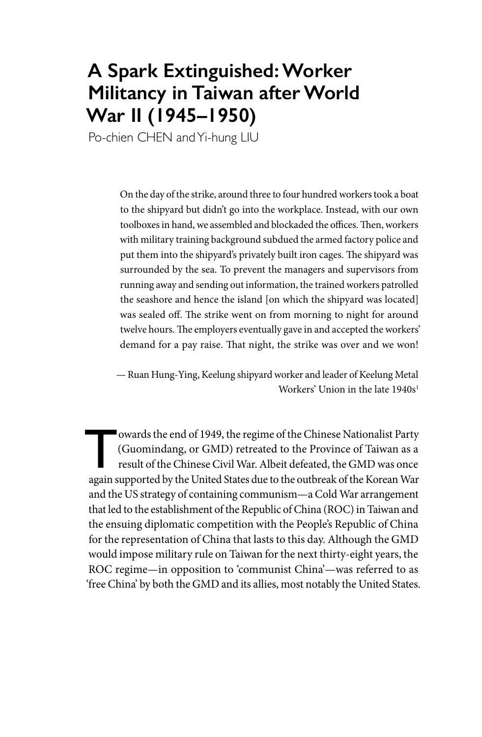# A Spark Extinguished: Worker Militancy in Taiwan after World War II (1945–1950)

Po-chien CHEN and Yi-hung LIU

> On the day of the strike, around three to four hundred workers took a boat to the shipyard but didn't go into the workplace. Instead, with our own toolboxes in hand, we assembled and blockaded the offices. Then, workers with military training background subdued the armed factory police and put them into the shipyard's privately built iron cages. The shipyard was surrounded by the sea. To prevent the managers and supervisors from running away and sending out information, the trained workers patrolled the seashore and hence the island [on which the shipyard was located] was sealed off. The strike went on from morning to night for around twelve hours. The employers eventually gave in and accepted the workers' demand for a pay raise. That night, the strike was over and we won!
>
> — Ruan Hung-Ying, Keelung shipyard worker and leader of Keelung Metal Workers' Union in the late 1940s[1]

Towards the end of 1949, the regime of the Chinese Nationalist Party (Guomindang, or GMD) retreated to the Province of Taiwan as a result of the Chinese Civil War. Albeit defeated, the GMD was once again supported by the United States due to the outbreak of the Korean War and the US strategy of containing communism—a Cold War arrangement that led to the establishment of the Republic of China (ROC) in Taiwan and the ensuing diplomatic competition with the People's Republic of China for the representation of China that lasts to this day. Although the GMD would impose military rule on Taiwan for the next thirty-eight years, the ROC regime—in opposition to 'communist China'—was referred to as 'free China' by both the GMD and its allies, most notably the United States.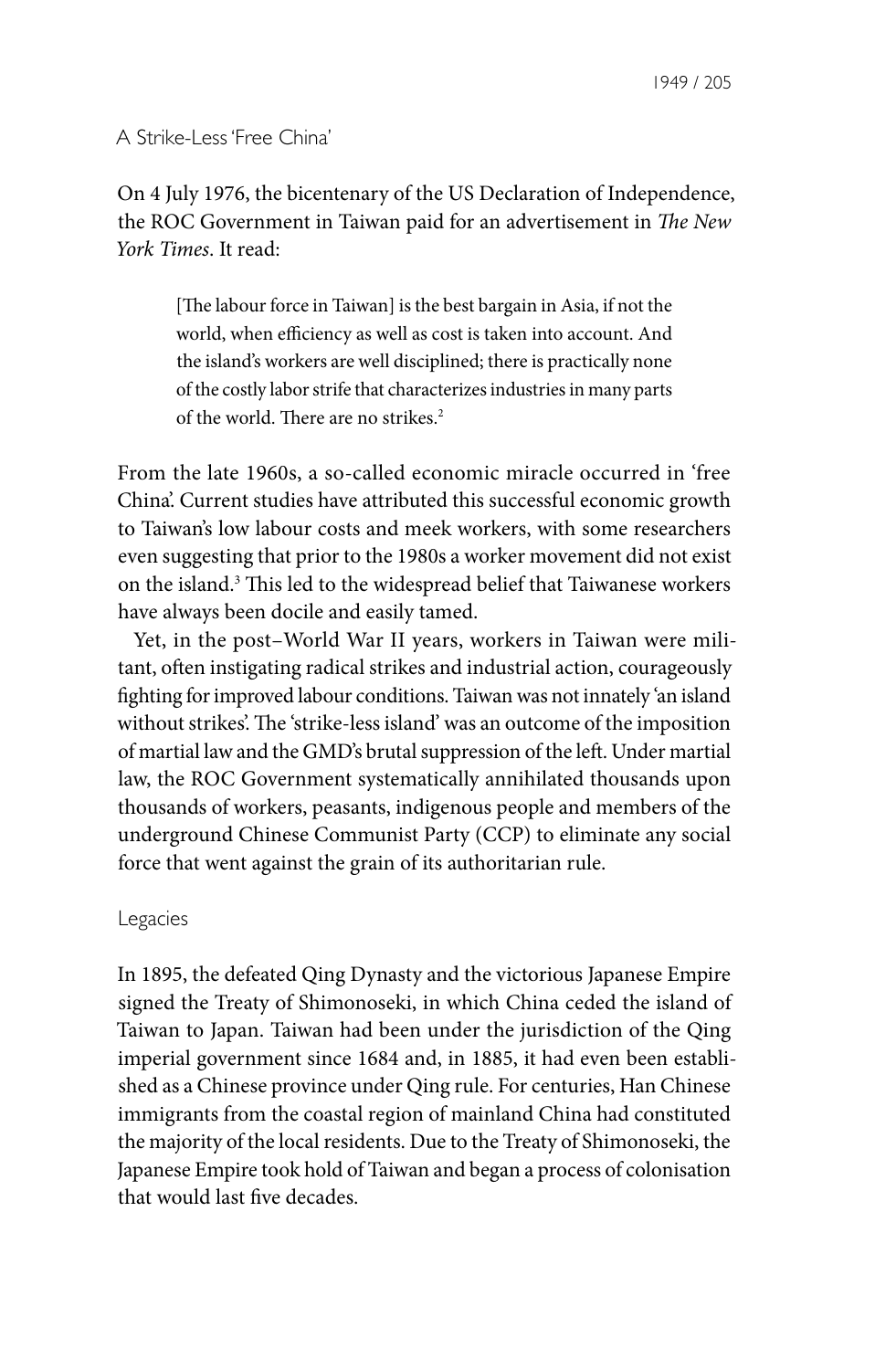## A Strike-Less 'Free China'

On 4 July 1976, the bicentenary of the US Declaration of Independence, the ROC Government in Taiwan paid for an advertisement in *The New York Times*. It read:

> [The labour force in Taiwan] is the best bargain in Asia, if not the world, when efficiency as well as cost is taken into account. And the island's workers are well disciplined; there is practically none of the costly labor strife that characterizes industries in many parts of the world. There are no strikes.[2]

From the late 1960s, a so-called economic miracle occurred in 'free China'. Current studies have attributed this successful economic growth to Taiwan's low labour costs and meek workers, with some researchers even suggesting that prior to the 1980s a worker movement did not exist on the island.[3] This led to the widespread belief that Taiwanese workers have always been docile and easily tamed.

Yet, in the post–World War II years, workers in Taiwan were militant, often instigating radical strikes and industrial action, courageously fighting for improved labour conditions. Taiwan was not innately 'an island without strikes'. The 'strike-less island' was an outcome of the imposition of martial law and the GMD's brutal suppression of the left. Under martial law, the ROC Government systematically annihilated thousands upon thousands of workers, peasants, indigenous people and members of the underground Chinese Communist Party (CCP) to eliminate any social force that went against the grain of its authoritarian rule.

## Legacies

In 1895, the defeated Qing Dynasty and the victorious Japanese Empire signed the Treaty of Shimonoseki, in which China ceded the island of Taiwan to Japan. Taiwan had been under the jurisdiction of the Qing imperial government since 1684 and, in 1885, it had even been established as a Chinese province under Qing rule. For centuries, Han Chinese immigrants from the coastal region of mainland China had constituted the majority of the local residents. Due to the Treaty of Shimonoseki, the Japanese Empire took hold of Taiwan and began a process of colonisation that would last five decades.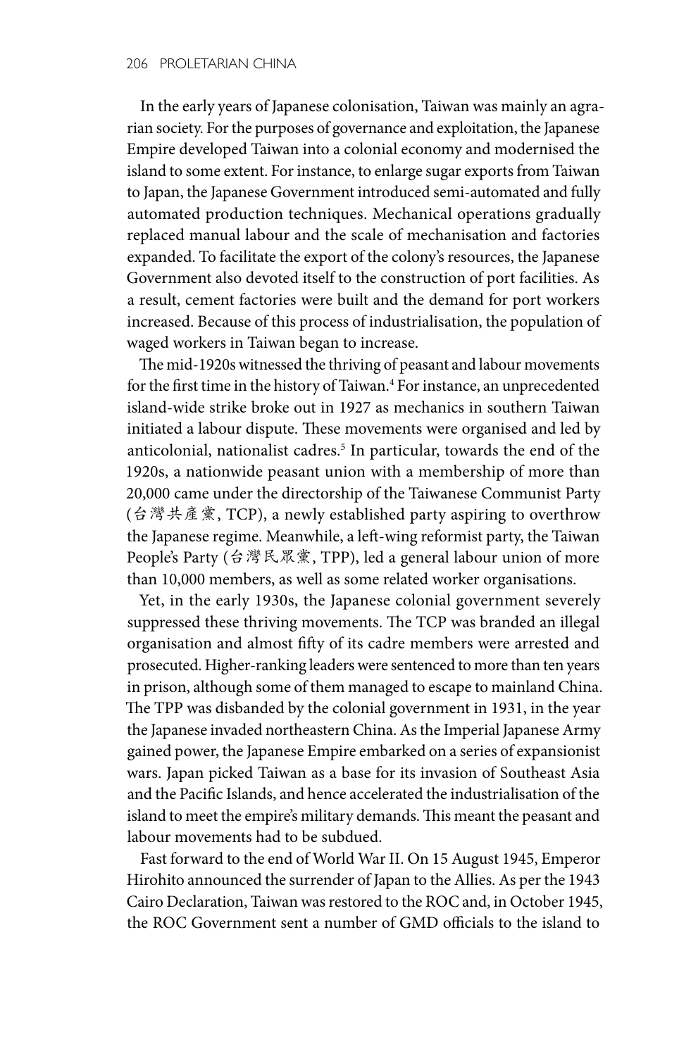In the early years of Japanese colonisation, Taiwan was mainly an agrarian society. For the purposes of governance and exploitation, the Japanese Empire developed Taiwan into a colonial economy and modernised the island to some extent. For instance, to enlarge sugar exports from Taiwan to Japan, the Japanese Government introduced semi-automated and fully automated production techniques. Mechanical operations gradually replaced manual labour and the scale of mechanisation and factories expanded. To facilitate the export of the colony's resources, the Japanese Government also devoted itself to the construction of port facilities. As a result, cement factories were built and the demand for port workers increased. Because of this process of industrialisation, the population of waged workers in Taiwan began to increase.

The mid-1920s witnessed the thriving of peasant and labour movements for the first time in the history of Taiwan.[4] For instance, an unprecedented island-wide strike broke out in 1927 as mechanics in southern Taiwan initiated a labour dispute. These movements were organised and led by anticolonial, nationalist cadres.[5] In particular, towards the end of the 1920s, a nationwide peasant union with a membership of more than 20,000 came under the directorship of the Taiwanese Communist Party (台灣共產黨, TCP), a newly established party aspiring to overthrow the Japanese regime. Meanwhile, a left-wing reformist party, the Taiwan People's Party (台灣民眾黨, TPP), led a general labour union of more than 10,000 members, as well as some related worker organisations.

Yet, in the early 1930s, the Japanese colonial government severely suppressed these thriving movements. The TCP was branded an illegal organisation and almost fifty of its cadre members were arrested and prosecuted. Higher-ranking leaders were sentenced to more than ten years in prison, although some of them managed to escape to mainland China. The TPP was disbanded by the colonial government in 1931, in the year the Japanese invaded northeastern China. As the Imperial Japanese Army gained power, the Japanese Empire embarked on a series of expansionist wars. Japan picked Taiwan as a base for its invasion of Southeast Asia and the Pacific Islands, and hence accelerated the industrialisation of the island to meet the empire's military demands. This meant the peasant and labour movements had to be subdued.

Fast forward to the end of World War II. On 15 August 1945, Emperor Hirohito announced the surrender of Japan to the Allies. As per the 1943 Cairo Declaration, Taiwan was restored to the ROC and, in October 1945, the ROC Government sent a number of GMD officials to the island to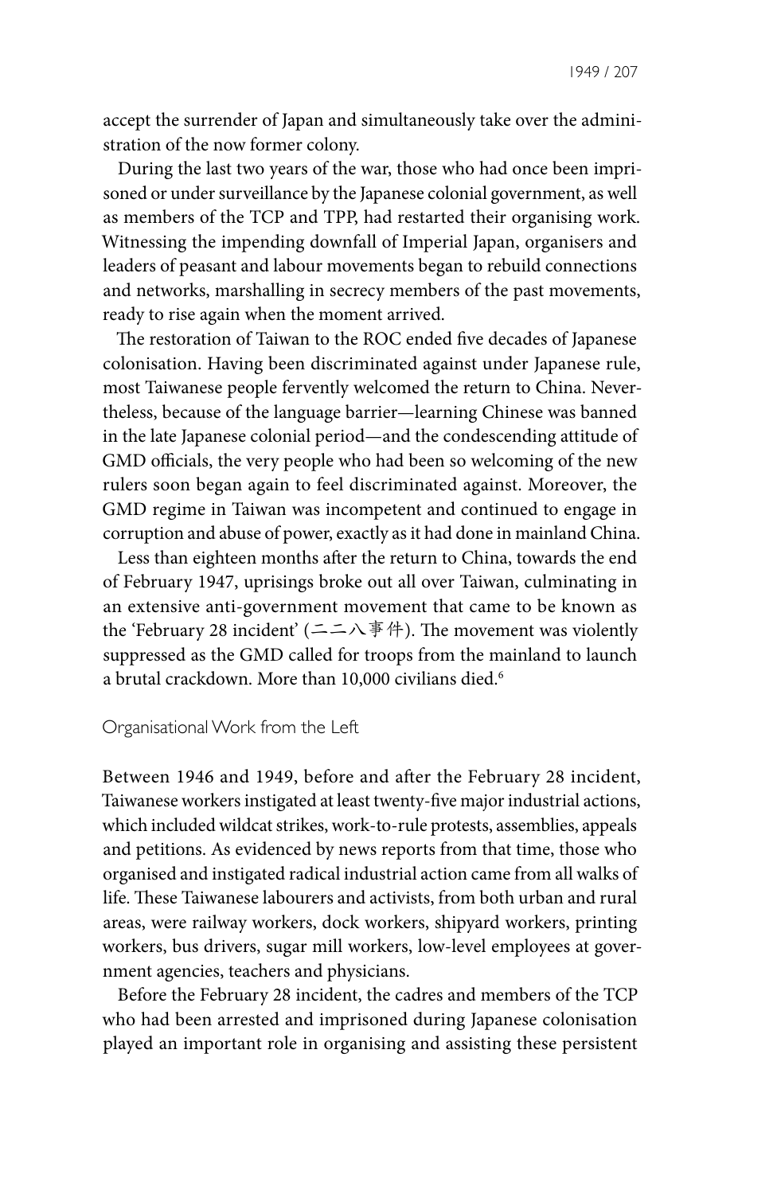accept the surrender of Japan and simultaneously take over the administration of the now former colony.

During the last two years of the war, those who had once been imprisoned or under surveillance by the Japanese colonial government, as well as members of the TCP and TPP, had restarted their organising work. Witnessing the impending downfall of Imperial Japan, organisers and leaders of peasant and labour movements began to rebuild connections and networks, marshalling in secrecy members of the past movements, ready to rise again when the moment arrived.

The restoration of Taiwan to the ROC ended five decades of Japanese colonisation. Having been discriminated against under Japanese rule, most Taiwanese people fervently welcomed the return to China. Nevertheless, because of the language barrier—learning Chinese was banned in the late Japanese colonial period—and the condescending attitude of GMD officials, the very people who had been so welcoming of the new rulers soon began again to feel discriminated against. Moreover, the GMD regime in Taiwan was incompetent and continued to engage in corruption and abuse of power, exactly as it had done in mainland China.

Less than eighteen months after the return to China, towards the end of February 1947, uprisings broke out all over Taiwan, culminating in an extensive anti-government movement that came to be known as the 'February 28 incident' (二二八事件). The movement was violently suppressed as the GMD called for troops from the mainland to launch a brutal crackdown. More than 10,000 civilians died.[6]

## Organisational Work from the Left

Between 1946 and 1949, before and after the February 28 incident, Taiwanese workers instigated at least twenty-five major industrial actions, which included wildcat strikes, work-to-rule protests, assemblies, appeals and petitions. As evidenced by news reports from that time, those who organised and instigated radical industrial action came from all walks of life. These Taiwanese labourers and activists, from both urban and rural areas, were railway workers, dock workers, shipyard workers, printing workers, bus drivers, sugar mill workers, low-level employees at government agencies, teachers and physicians.

Before the February 28 incident, the cadres and members of the TCP who had been arrested and imprisoned during Japanese colonisation played an important role in organising and assisting these persistent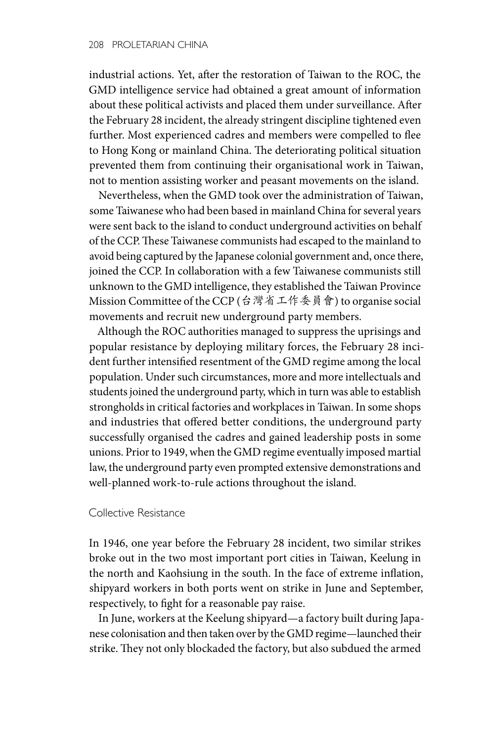industrial actions. Yet, after the restoration of Taiwan to the ROC, the GMD intelligence service had obtained a great amount of information about these political activists and placed them under surveillance. After the February 28 incident, the already stringent discipline tightened even further. Most experienced cadres and members were compelled to flee to Hong Kong or mainland China. The deteriorating political situation prevented them from continuing their organisational work in Taiwan, not to mention assisting worker and peasant movements on the island.

Nevertheless, when the GMD took over the administration of Taiwan, some Taiwanese who had been based in mainland China for several years were sent back to the island to conduct underground activities on behalf of the CCP. These Taiwanese communists had escaped to the mainland to avoid being captured by the Japanese colonial government and, once there, joined the CCP. In collaboration with a few Taiwanese communists still unknown to the GMD intelligence, they established the Taiwan Province Mission Committee of the CCP (台灣省工作委員會) to organise social movements and recruit new underground party members.

Although the ROC authorities managed to suppress the uprisings and popular resistance by deploying military forces, the February 28 incident further intensified resentment of the GMD regime among the local population. Under such circumstances, more and more intellectuals and students joined the underground party, which in turn was able to establish strongholds in critical factories and workplaces in Taiwan. In some shops and industries that offered better conditions, the underground party successfully organised the cadres and gained leadership posts in some unions. Prior to 1949, when the GMD regime eventually imposed martial law, the underground party even prompted extensive demonstrations and well-planned work-to-rule actions throughout the island.

## Collective Resistance

In 1946, one year before the February 28 incident, two similar strikes broke out in the two most important port cities in Taiwan, Keelung in the north and Kaohsiung in the south. In the face of extreme inflation, shipyard workers in both ports went on strike in June and September, respectively, to fight for a reasonable pay raise.

In June, workers at the Keelung shipyard—a factory built during Japanese colonisation and then taken over by the GMD regime—launched their strike. They not only blockaded the factory, but also subdued the armed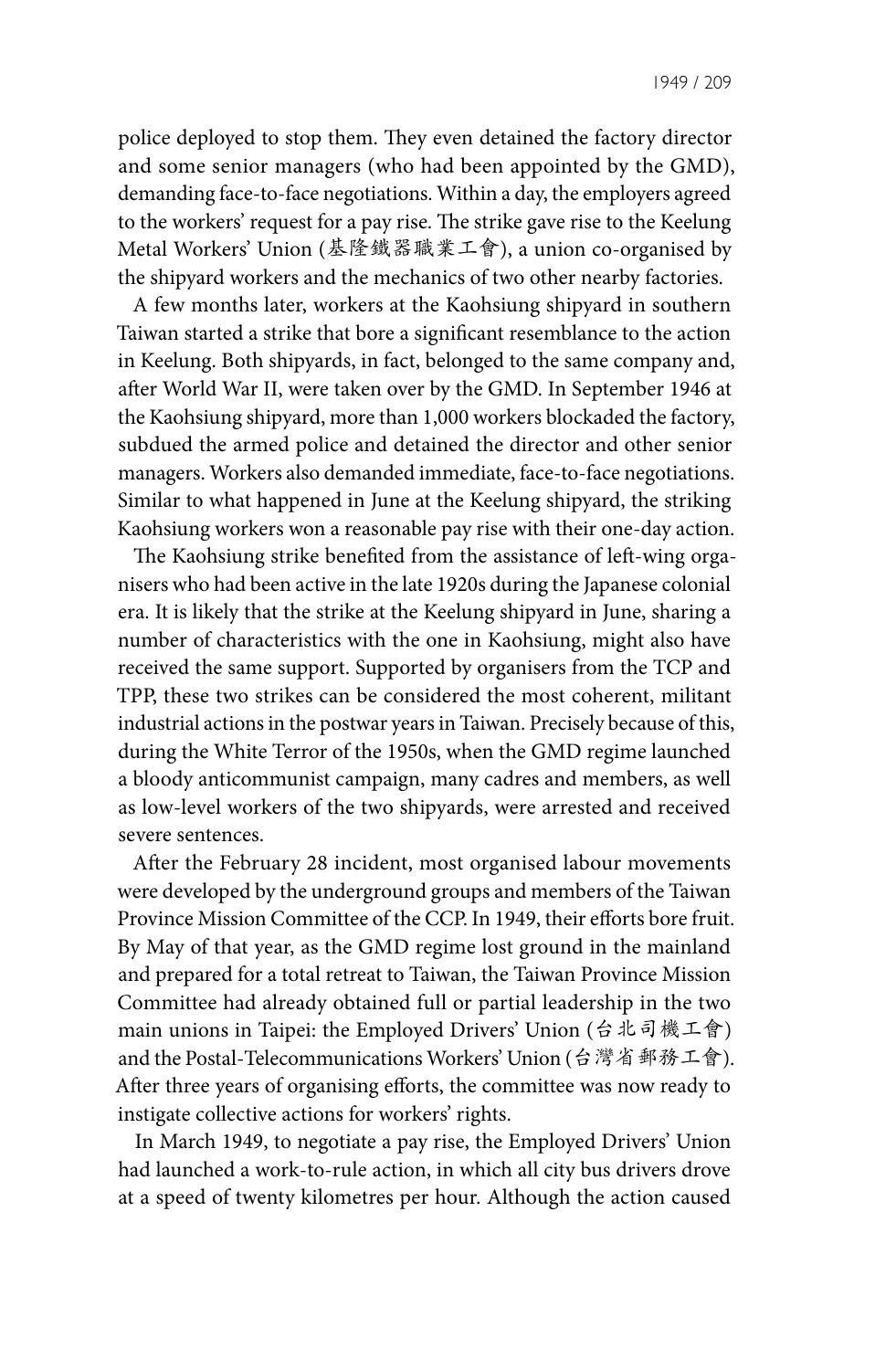police deployed to stop them. They even detained the factory director and some senior managers (who had been appointed by the GMD), demanding face-to-face negotiations. Within a day, the employers agreed to the workers' request for a pay rise. The strike gave rise to the Keelung Metal Workers' Union (基隆鐵器職業工會), a union co-organised by the shipyard workers and the mechanics of two other nearby factories.

A few months later, workers at the Kaohsiung shipyard in southern Taiwan started a strike that bore a significant resemblance to the action in Keelung. Both shipyards, in fact, belonged to the same company and, after World War II, were taken over by the GMD. In September 1946 at the Kaohsiung shipyard, more than 1,000 workers blockaded the factory, subdued the armed police and detained the director and other senior managers. Workers also demanded immediate, face-to-face negotiations. Similar to what happened in June at the Keelung shipyard, the striking Kaohsiung workers won a reasonable pay rise with their one-day action.

The Kaohsiung strike benefited from the assistance of left-wing organisers who had been active in the late 1920s during the Japanese colonial era. It is likely that the strike at the Keelung shipyard in June, sharing a number of characteristics with the one in Kaohsiung, might also have received the same support. Supported by organisers from the TCP and TPP, these two strikes can be considered the most coherent, militant industrial actions in the postwar years in Taiwan. Precisely because of this, during the White Terror of the 1950s, when the GMD regime launched a bloody anticommunist campaign, many cadres and members, as well as low-level workers of the two shipyards, were arrested and received severe sentences.

After the February 28 incident, most organised labour movements were developed by the underground groups and members of the Taiwan Province Mission Committee of the CCP. In 1949, their efforts bore fruit. By May of that year, as the GMD regime lost ground in the mainland and prepared for a total retreat to Taiwan, the Taiwan Province Mission Committee had already obtained full or partial leadership in the two main unions in Taipei: the Employed Drivers' Union (台北司機工會) and the Postal-Telecommunications Workers' Union (台灣省郵務工會). After three years of organising efforts, the committee was now ready to instigate collective actions for workers' rights.

In March 1949, to negotiate a pay rise, the Employed Drivers' Union had launched a work-to-rule action, in which all city bus drivers drove at a speed of twenty kilometres per hour. Although the action caused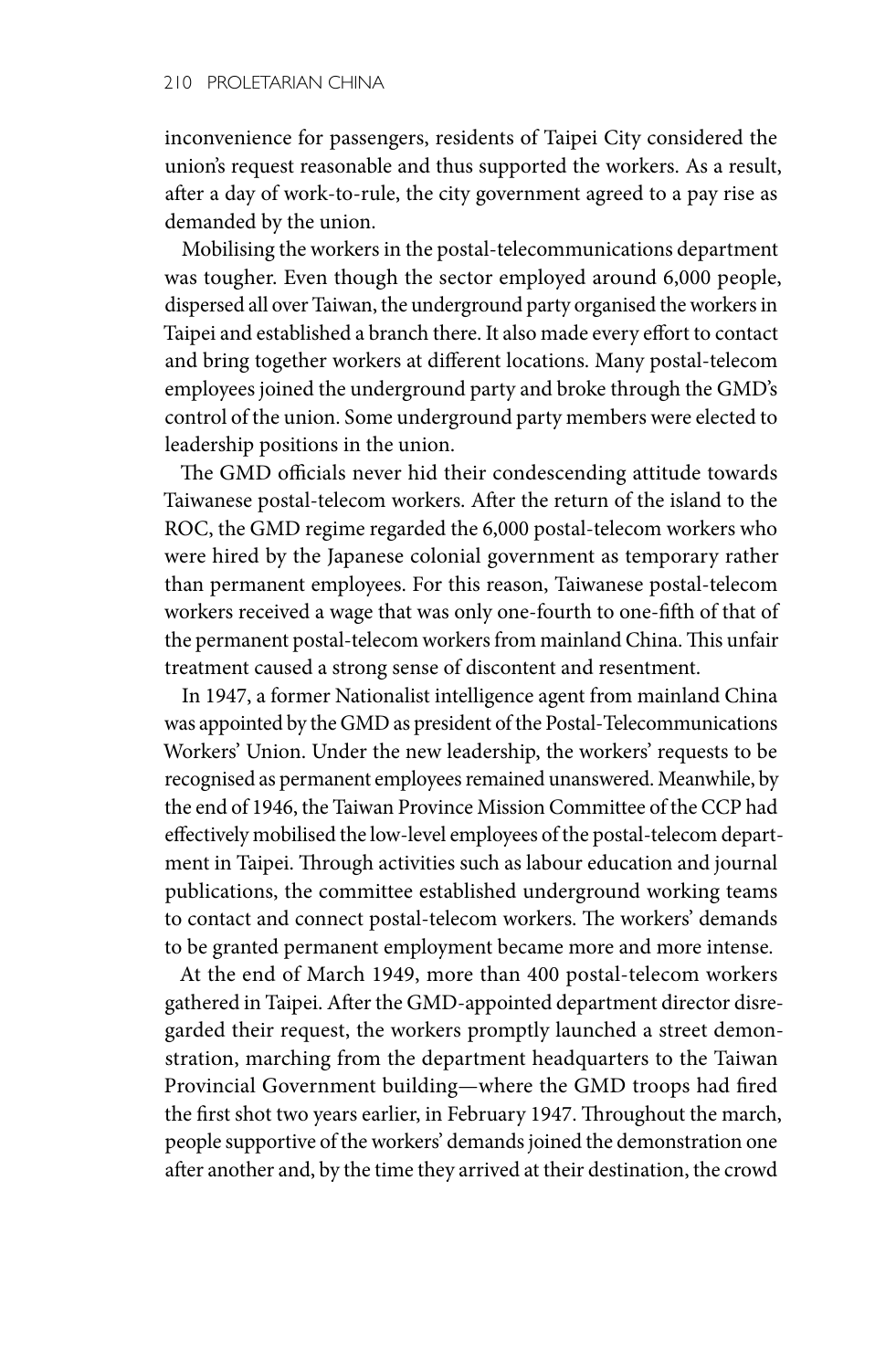inconvenience for passengers, residents of Taipei City considered the union's request reasonable and thus supported the workers. As a result, after a day of work-to-rule, the city government agreed to a pay rise as demanded by the union.

Mobilising the workers in the postal-telecommunications department was tougher. Even though the sector employed around 6,000 people, dispersed all over Taiwan, the underground party organised the workers in Taipei and established a branch there. It also made every effort to contact and bring together workers at different locations. Many postal-telecom employees joined the underground party and broke through the GMD's control of the union. Some underground party members were elected to leadership positions in the union.

The GMD officials never hid their condescending attitude towards Taiwanese postal-telecom workers. After the return of the island to the ROC, the GMD regime regarded the 6,000 postal-telecom workers who were hired by the Japanese colonial government as temporary rather than permanent employees. For this reason, Taiwanese postal-telecom workers received a wage that was only one-fourth to one-fifth of that of the permanent postal-telecom workers from mainland China. This unfair treatment caused a strong sense of discontent and resentment.

In 1947, a former Nationalist intelligence agent from mainland China was appointed by the GMD as president of the Postal-Telecommunications Workers' Union. Under the new leadership, the workers' requests to be recognised as permanent employees remained unanswered. Meanwhile, by the end of 1946, the Taiwan Province Mission Committee of the CCP had effectively mobilised the low-level employees of the postal-telecom department in Taipei. Through activities such as labour education and journal publications, the committee established underground working teams to contact and connect postal-telecom workers. The workers' demands to be granted permanent employment became more and more intense.

At the end of March 1949, more than 400 postal-telecom workers gathered in Taipei. After the GMD-appointed department director disregarded their request, the workers promptly launched a street demonstration, marching from the department headquarters to the Taiwan Provincial Government building—where the GMD troops had fired the first shot two years earlier, in February 1947. Throughout the march, people supportive of the workers' demands joined the demonstration one after another and, by the time they arrived at their destination, the crowd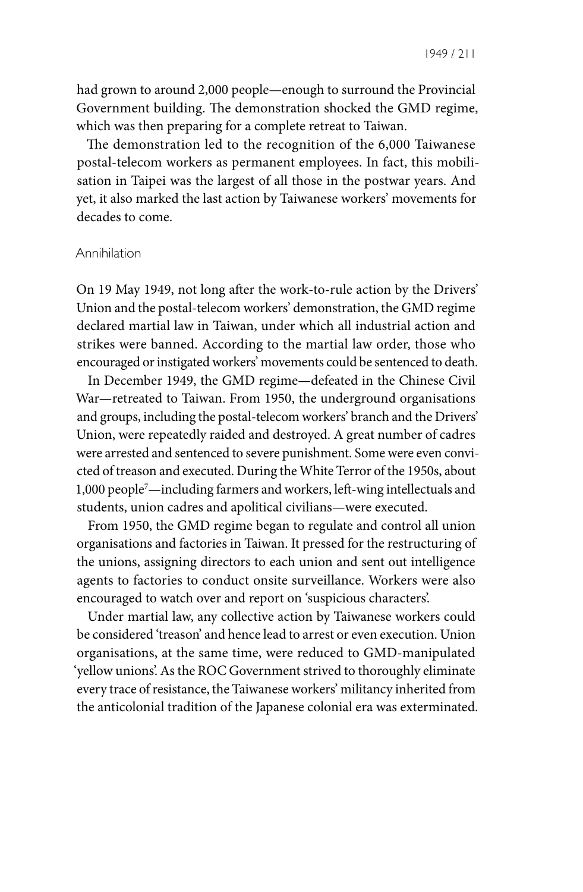had grown to around 2,000 people—enough to surround the Provincial Government building. The demonstration shocked the GMD regime, which was then preparing for a complete retreat to Taiwan.

The demonstration led to the recognition of the 6,000 Taiwanese postal-telecom workers as permanent employees. In fact, this mobilisation in Taipei was the largest of all those in the postwar years. And yet, it also marked the last action by Taiwanese workers' movements for decades to come.

### Annihilation

On 19 May 1949, not long after the work-to-rule action by the Drivers' Union and the postal-telecom workers' demonstration, the GMD regime declared martial law in Taiwan, under which all industrial action and strikes were banned. According to the martial law order, those who encouraged or instigated workers' movements could be sentenced to death.

In December 1949, the GMD regime—defeated in the Chinese Civil War—retreated to Taiwan. From 1950, the underground organisations and groups, including the postal-telecom workers' branch and the Drivers' Union, were repeatedly raided and destroyed. A great number of cadres were arrested and sentenced to severe punishment. Some were even convicted of treason and executed. During the White Terror of the 1950s, about 1,000 people[7]—including farmers and workers, left-wing intellectuals and students, union cadres and apolitical civilians—were executed.

From 1950, the GMD regime began to regulate and control all union organisations and factories in Taiwan. It pressed for the restructuring of the unions, assigning directors to each union and sent out intelligence agents to factories to conduct onsite surveillance. Workers were also encouraged to watch over and report on 'suspicious characters'.

Under martial law, any collective action by Taiwanese workers could be considered 'treason' and hence lead to arrest or even execution. Union organisations, at the same time, were reduced to GMD-manipulated 'yellow unions'. As the ROC Government strived to thoroughly eliminate every trace of resistance, the Taiwanese workers' militancy inherited from the anticolonial tradition of the Japanese colonial era was exterminated.